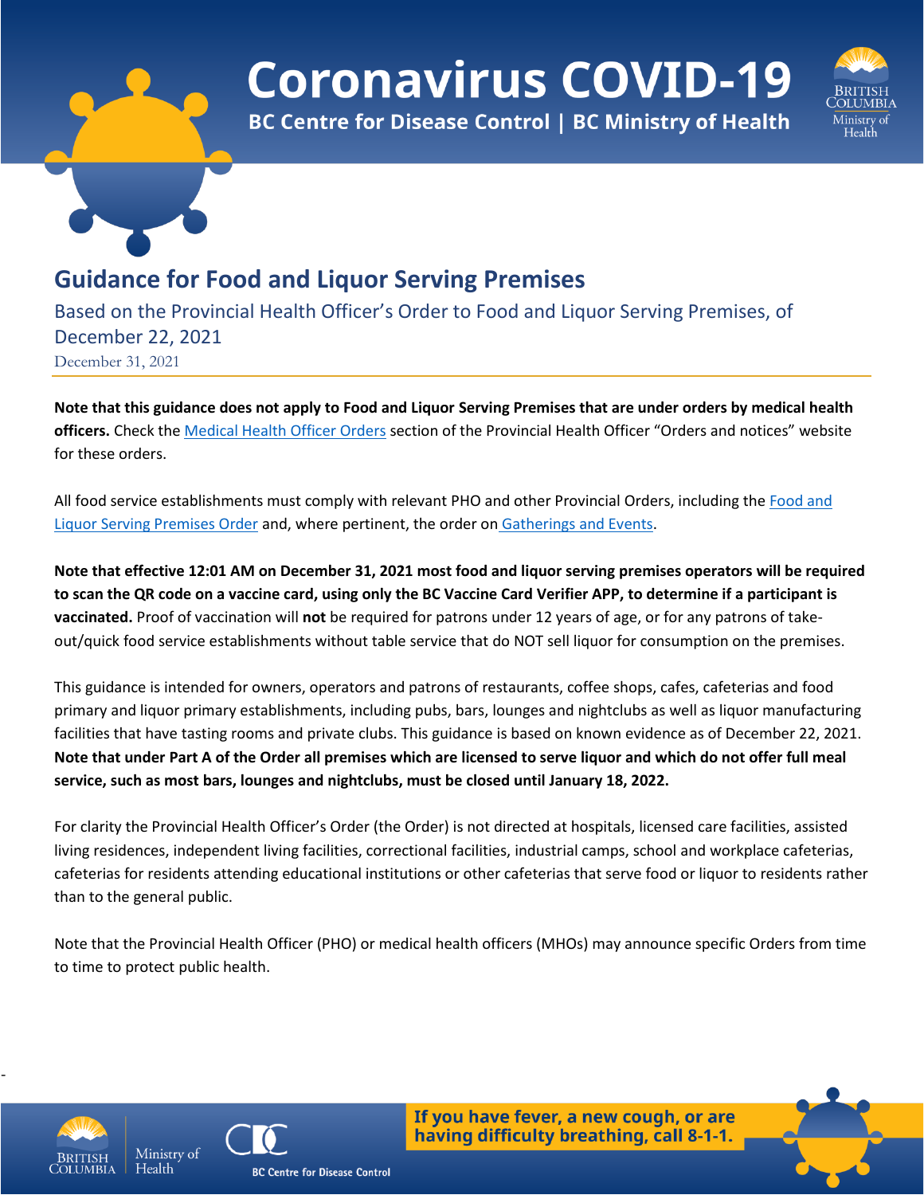# Coronavirus COVID-19

BC Centre for Disease Control | BC Ministry of Health

## Guidance for Food and Liquor Serving Premises

Based on the Provincial Health Officer's Order to Food and Liquor Serving Premises, of December 22, 2021

December 31, 2021

**Note that this guidance does not apply to Food and Liquor Serving Premises that are under orders by medical health officers.** Check the Medical Health Officer Orders section of the Provincial Health Officer "Orders and notices" website for these orders.

All food service establishments must comply with relevant PHO and other Provincial Orders, including the Food and Liquor Serving Premises Order and, where pertinent, the order on Gatherings and Events.

**Note that effective 12:01 AM on December 31, 2021 most food and liquor serving premises operators will be required to scan the QR code on a vaccine card, using only the BC Vaccine Card Verifier APP, to determine if a participant is vaccinated.** Proof of vaccination will **not** be required for patrons under 12 years of age, or for any patrons of take-out/quick food service establishments without table service that do NOT sell liquor for consumption on the premises.

This guidance is intended for owners, operators and patrons of restaurants, coffee shops, cafes, cafeterias and food primary and liquor primary establishments, including pubs, bars, lounges and nightclubs as well as liquor manufacturing facilities that have tasting rooms and private clubs. This guidance is based on known evidence as of December 22, 2021. **Note that under Part A of the Order all premises which are licensed to serve liquor and which do not offer full meal service, such as most bars, lounges and nightclubs, must be closed until January 18, 2022.**

For clarity the Provincial Health Officer's Order (the Order) is not directed at hospitals, licensed care facilities, assisted living residences, independent living facilities, correctional facilities, industrial camps, school and workplace cafeterias, cafeterias for residents attending educational institutions or other cafeterias that serve food or liquor to residents rather than to the general public.

Note that the Provincial Health Officer (PHO) or medical health officers (MHOs) may announce specific Orders from time to time to protect public health.

**If you have fever, a new cough, or are having difficulty breathing, call 8-1-1.**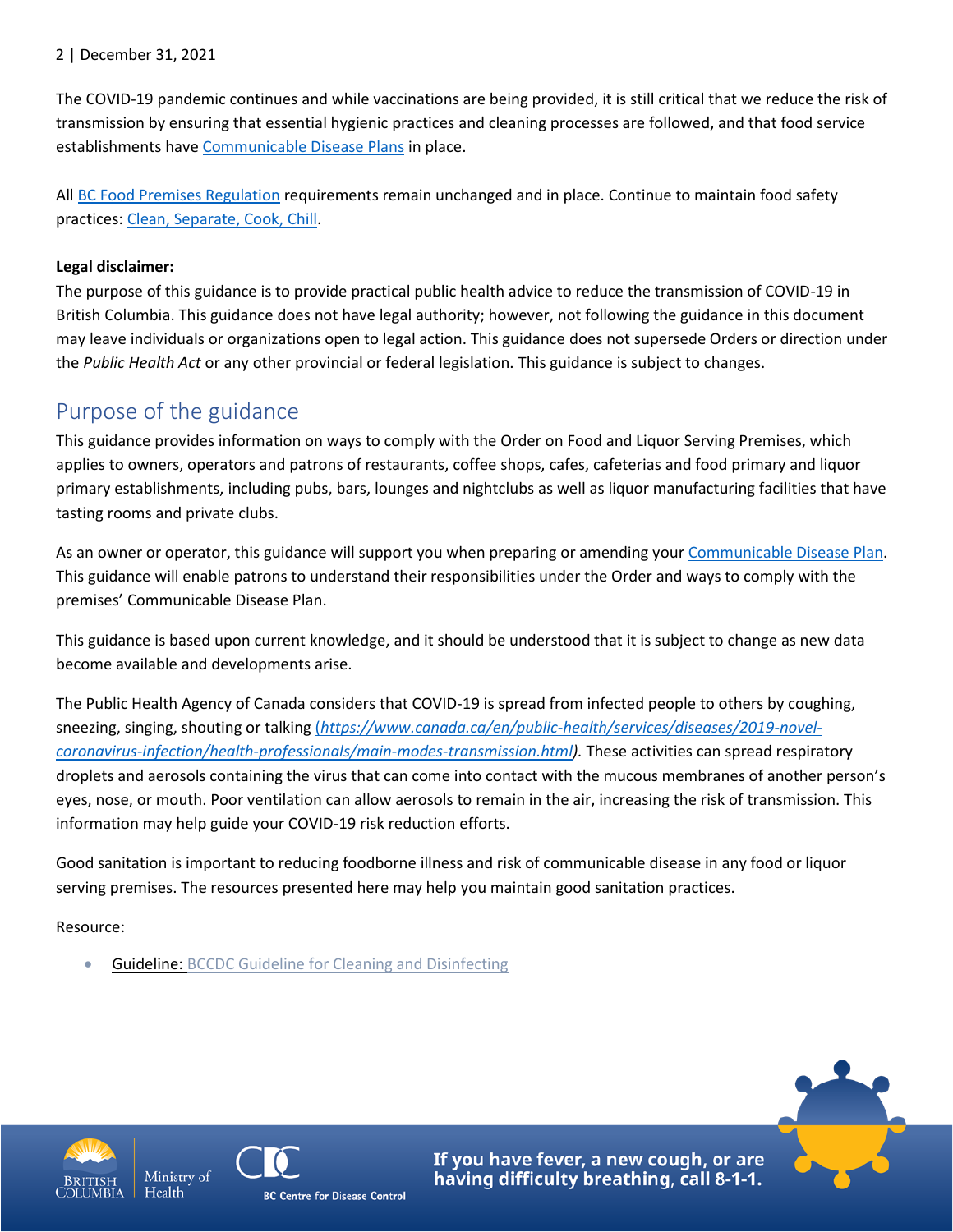The COVID-19 pandemic continues and while vaccinations are being provided, it is still critical that we reduce the risk of transmission by ensuring that essential hygienic practices and cleaning processes are followed, and that food service establishments have Communicable Disease Plans in place.

All BC Food Premises Regulation requirements remain unchanged and in place. Continue to maintain food safety practices: Clean, Separate, Cook, Chill.

**Legal disclaimer:**
The purpose of this guidance is to provide practical public health advice to reduce the transmission of COVID-19 in British Columbia. This guidance does not have legal authority; however, not following the guidance in this document may leave individuals or organizations open to legal action. This guidance does not supersede Orders or direction under the *Public Health Act* or any other provincial or federal legislation. This guidance is subject to changes.

## Purpose of the guidance

This guidance provides information on ways to comply with the Order on Food and Liquor Serving Premises, which applies to owners, operators and patrons of restaurants, coffee shops, cafes, cafeterias and food primary and liquor primary establishments, including pubs, bars, lounges and nightclubs as well as liquor manufacturing facilities that have tasting rooms and private clubs.

As an owner or operator, this guidance will support you when preparing or amending your Communicable Disease Plan. This guidance will enable patrons to understand their responsibilities under the Order and ways to comply with the premises' Communicable Disease Plan.

This guidance is based upon current knowledge, and it should be understood that it is subject to change as new data become available and developments arise.

The Public Health Agency of Canada considers that COVID-19 is spread from infected people to others by coughing, sneezing, singing, shouting or talking (*https://www.canada.ca/en/public-health/services/diseases/2019-novel-coronavirus-infection/health-professionals/main-modes-transmission.html)*. These activities can spread respiratory droplets and aerosols containing the virus that can come into contact with the mucous membranes of another person's eyes, nose, or mouth. Poor ventilation can allow aerosols to remain in the air, increasing the risk of transmission. This information may help guide your COVID-19 risk reduction efforts.

Good sanitation is important to reducing foodborne illness and risk of communicable disease in any food or liquor serving premises. The resources presented here may help you maintain good sanitation practices.

Resource:

- Guideline: BCCDC Guideline for Cleaning and Disinfecting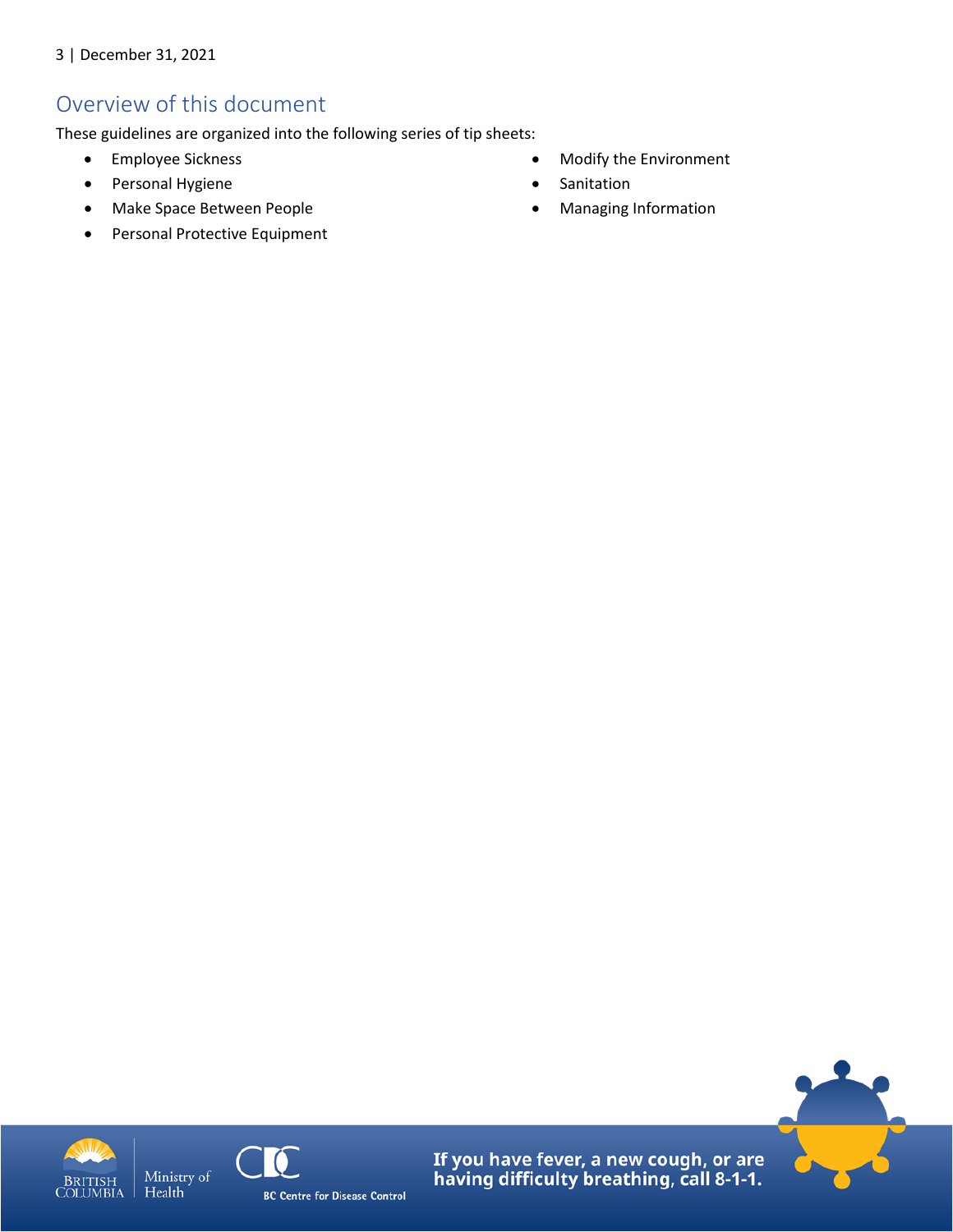## Overview of this document

These guidelines are organized into the following series of tip sheets:

- Employee Sickness
- Personal Hygiene
- Make Space Between People
- Personal Protective Equipment
- Modify the Environment
- Sanitation
- Managing Information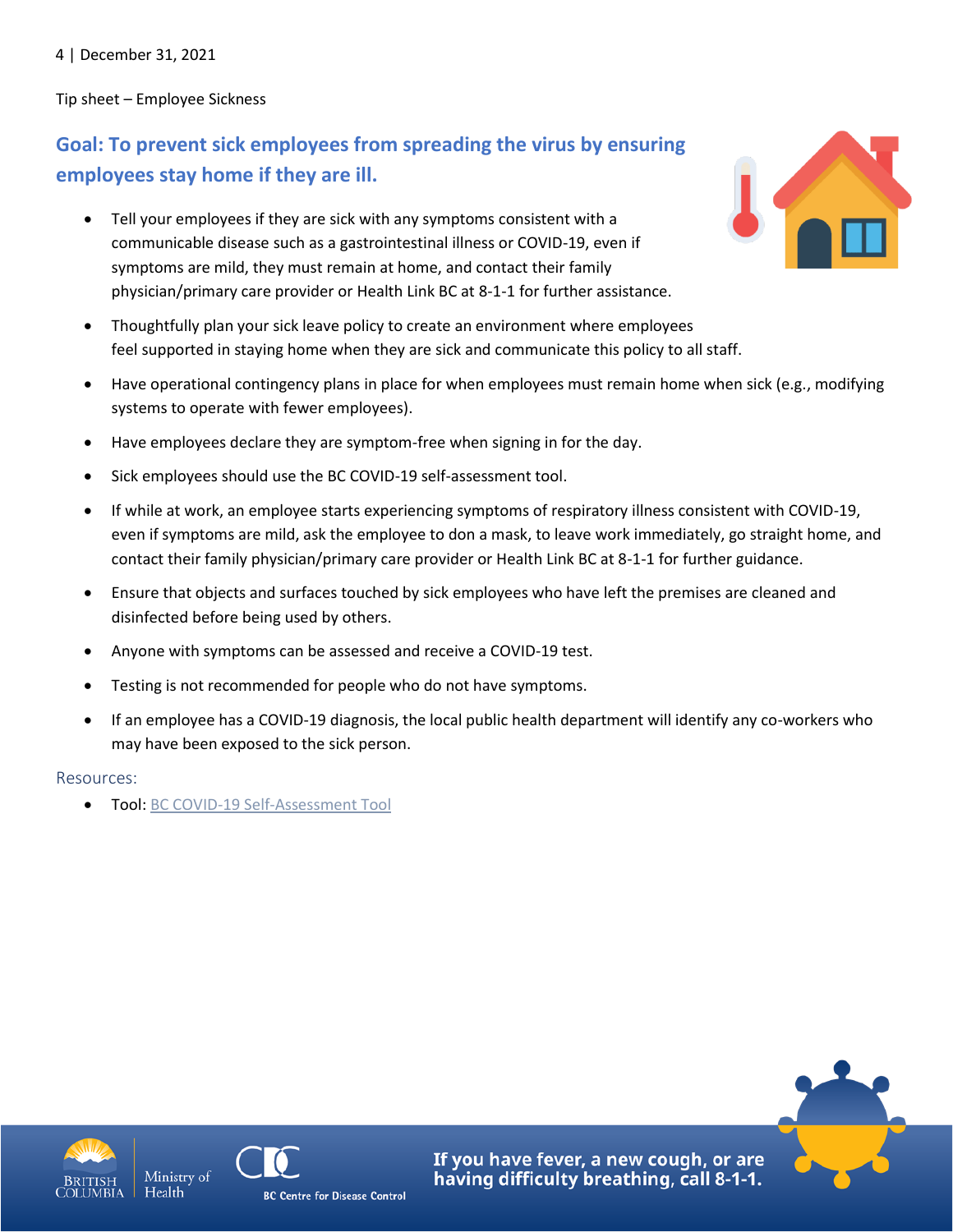Tip sheet – Employee Sickness

## Goal: To prevent sick employees from spreading the virus by ensuring employees stay home if they are ill.

- Tell your employees if they are sick with any symptoms consistent with a communicable disease such as a gastrointestinal illness or COVID-19, even if symptoms are mild, they must remain at home, and contact their family physician/primary care provider or Health Link BC at 8-1-1 for further assistance.
- Thoughtfully plan your sick leave policy to create an environment where employees feel supported in staying home when they are sick and communicate this policy to all staff.
- Have operational contingency plans in place for when employees must remain home when sick (e.g., modifying systems to operate with fewer employees).
- Have employees declare they are symptom-free when signing in for the day.
- Sick employees should use the BC COVID-19 self-assessment tool.
- If while at work, an employee starts experiencing symptoms of respiratory illness consistent with COVID-19, even if symptoms are mild, ask the employee to don a mask, to leave work immediately, go straight home, and contact their family physician/primary care provider or Health Link BC at 8-1-1 for further guidance.
- Ensure that objects and surfaces touched by sick employees who have left the premises are cleaned and disinfected before being used by others.
- Anyone with symptoms can be assessed and receive a COVID-19 test.
- Testing is not recommended for people who do not have symptoms.
- If an employee has a COVID-19 diagnosis, the local public health department will identify any co-workers who may have been exposed to the sick person.

### Resources:

- Tool: BC COVID-19 Self-Assessment Tool

**If you have fever, a new cough, or are having difficulty breathing, call 8-1-1.**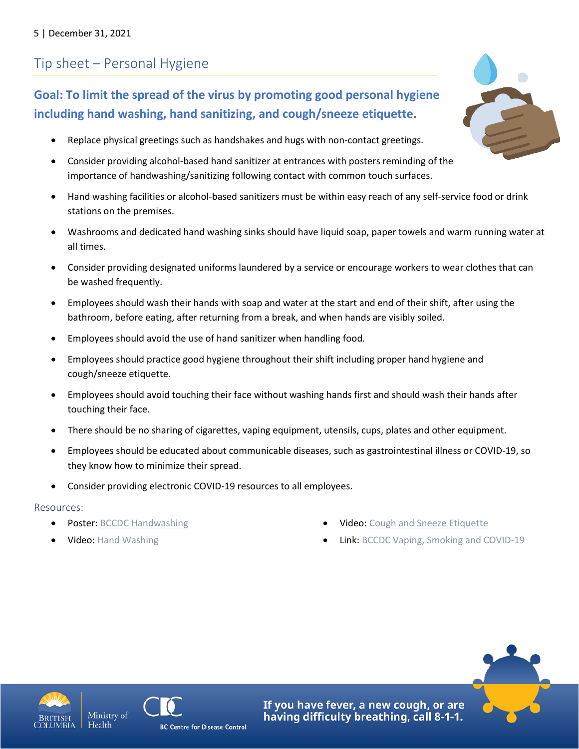## Tip sheet – Personal Hygiene

### Goal: To limit the spread of the virus by promoting good personal hygiene including hand washing, hand sanitizing, and cough/sneeze etiquette.

- Replace physical greetings such as handshakes and hugs with non-contact greetings.
- Consider providing alcohol-based hand sanitizer at entrances with posters reminding of the importance of handwashing/sanitizing following contact with common touch surfaces.
- Hand washing facilities or alcohol-based sanitizers must be within easy reach of any self-service food or drink stations on the premises.
- Washrooms and dedicated hand washing sinks should have liquid soap, paper towels and warm running water at all times.
- Consider providing designated uniforms laundered by a service or encourage workers to wear clothes that can be washed frequently.
- Employees should wash their hands with soap and water at the start and end of their shift, after using the bathroom, before eating, after returning from a break, and when hands are visibly soiled.
- Employees should avoid the use of hand sanitizer when handling food.
- Employees should practice good hygiene throughout their shift including proper hand hygiene and cough/sneeze etiquette.
- Employees should avoid touching their face without washing hands first and should wash their hands after touching their face.
- There should be no sharing of cigarettes, vaping equipment, utensils, cups, plates and other equipment.
- Employees should be educated about communicable diseases, such as gastrointestinal illness or COVID-19, so they know how to minimize their spread.
- Consider providing electronic COVID-19 resources to all employees.

Resources:

- Poster: BCCDC Handwashing
- Video: Hand Washing
- Video: Cough and Sneeze Etiquette
- Link: BCCDC Vaping, Smoking and COVID-19

**If you have fever, a new cough, or are having difficulty breathing, call 8-1-1.**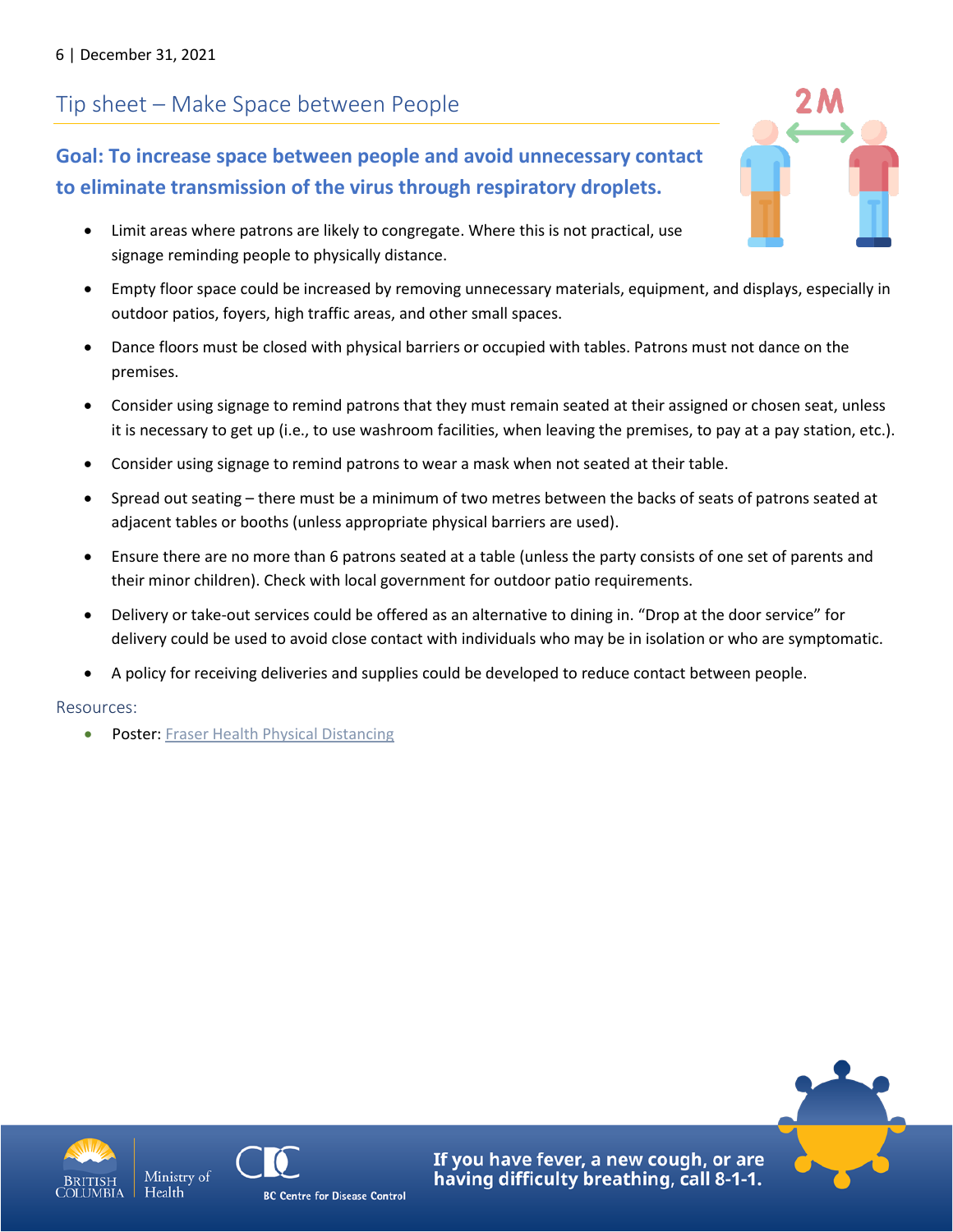## Tip sheet – Make Space between People

### Goal: To increase space between people and avoid unnecessary contact to eliminate transmission of the virus through respiratory droplets.

- Limit areas where patrons are likely to congregate. Where this is not practical, use signage reminding people to physically distance.
- Empty floor space could be increased by removing unnecessary materials, equipment, and displays, especially in outdoor patios, foyers, high traffic areas, and other small spaces.
- Dance floors must be closed with physical barriers or occupied with tables. Patrons must not dance on the premises.
- Consider using signage to remind patrons that they must remain seated at their assigned or chosen seat, unless it is necessary to get up (i.e., to use washroom facilities, when leaving the premises, to pay at a pay station, etc.).
- Consider using signage to remind patrons to wear a mask when not seated at their table.
- Spread out seating – there must be a minimum of two metres between the backs of seats of patrons seated at adjacent tables or booths (unless appropriate physical barriers are used).
- Ensure there are no more than 6 patrons seated at a table (unless the party consists of one set of parents and their minor children). Check with local government for outdoor patio requirements.
- Delivery or take-out services could be offered as an alternative to dining in. "Drop at the door service" for delivery could be used to avoid close contact with individuals who may be in isolation or who are symptomatic.
- A policy for receiving deliveries and supplies could be developed to reduce contact between people.

Resources:

- Poster: Fraser Health Physical Distancing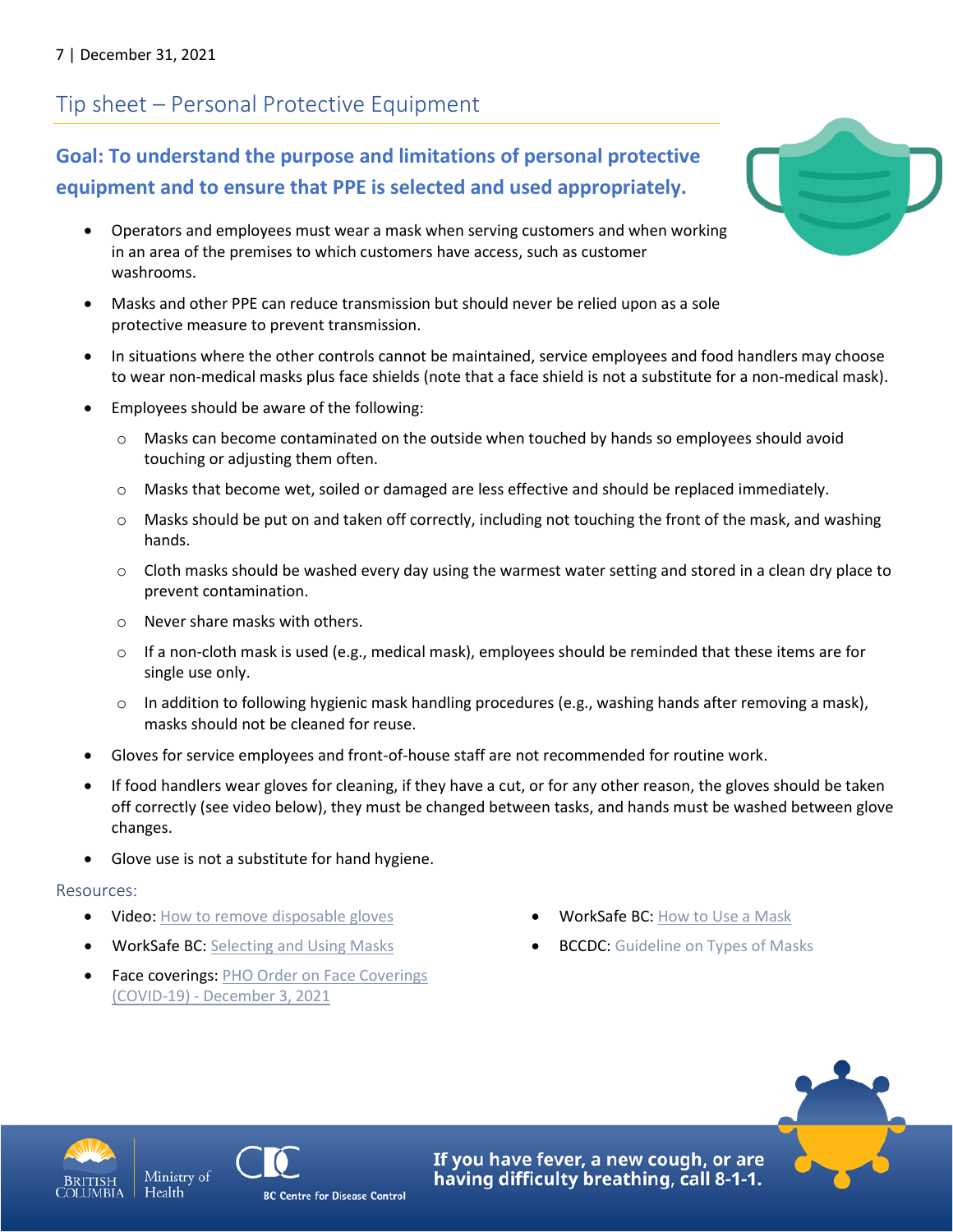## Tip sheet – Personal Protective Equipment

### Goal: To understand the purpose and limitations of personal protective equipment and to ensure that PPE is selected and used appropriately.

- Operators and employees must wear a mask when serving customers and when working in an area of the premises to which customers have access, such as customer washrooms.
- Masks and other PPE can reduce transmission but should never be relied upon as a sole protective measure to prevent transmission.
- In situations where the other controls cannot be maintained, service employees and food handlers may choose to wear non-medical masks plus face shields (note that a face shield is not a substitute for a non-medical mask).
- Employees should be aware of the following:
  - Masks can become contaminated on the outside when touched by hands so employees should avoid touching or adjusting them often.
  - Masks that become wet, soiled or damaged are less effective and should be replaced immediately.
  - Masks should be put on and taken off correctly, including not touching the front of the mask, and washing hands.
  - Cloth masks should be washed every day using the warmest water setting and stored in a clean dry place to prevent contamination.
  - Never share masks with others.
  - If a non-cloth mask is used (e.g., medical mask), employees should be reminded that these items are for single use only.
  - In addition to following hygienic mask handling procedures (e.g., washing hands after removing a mask), masks should not be cleaned for reuse.
- Gloves for service employees and front-of-house staff are not recommended for routine work.
- If food handlers wear gloves for cleaning, if they have a cut, or for any other reason, the gloves should be taken off correctly (see video below), they must be changed between tasks, and hands must be washed between glove changes.
- Glove use is not a substitute for hand hygiene.

Resources:

- Video: How to remove disposable gloves
- WorkSafe BC: Selecting and Using Masks
- Face coverings: PHO Order on Face Coverings (COVID-19) - December 3, 2021
- WorkSafe BC: How to Use a Mask
- BCCDC: Guideline on Types of Masks

If you have fever, a new cough, or are having difficulty breathing, call 8-1-1.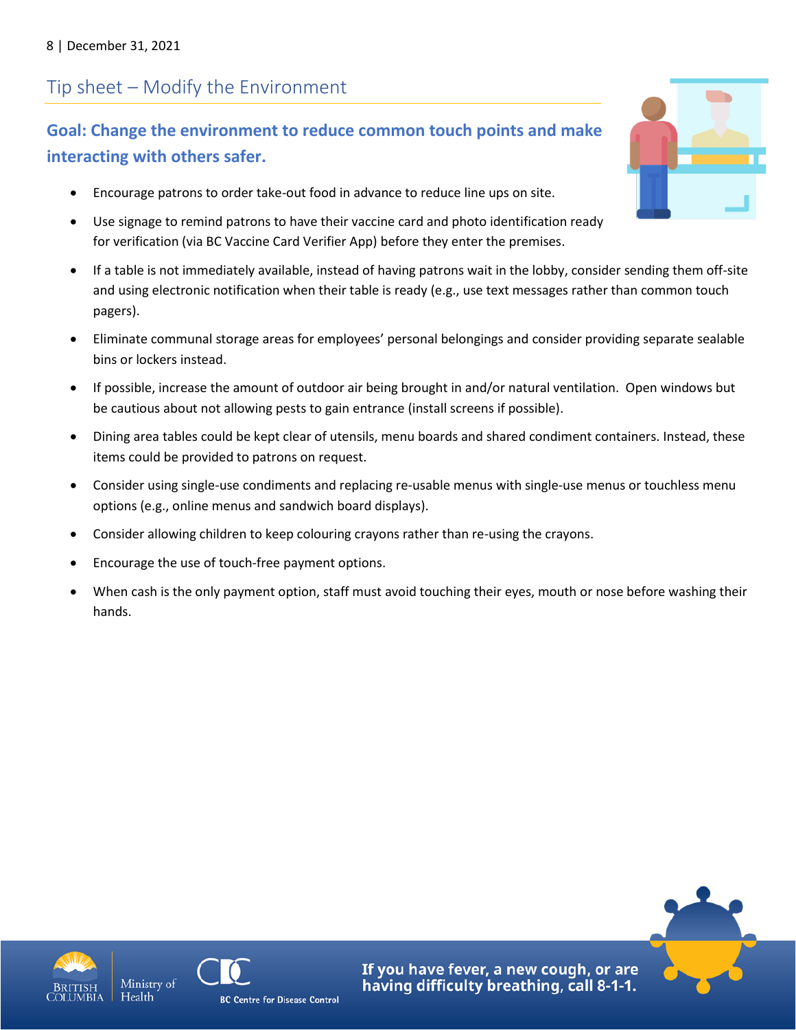## Tip sheet – Modify the Environment

### Goal: Change the environment to reduce common touch points and make interacting with others safer.

- Encourage patrons to order take-out food in advance to reduce line ups on site.
- Use signage to remind patrons to have their vaccine card and photo identification ready for verification (via BC Vaccine Card Verifier App) before they enter the premises.
- If a table is not immediately available, instead of having patrons wait in the lobby, consider sending them off-site and using electronic notification when their table is ready (e.g., use text messages rather than common touch pagers).
- Eliminate communal storage areas for employees' personal belongings and consider providing separate sealable bins or lockers instead.
- If possible, increase the amount of outdoor air being brought in and/or natural ventilation. Open windows but be cautious about not allowing pests to gain entrance (install screens if possible).
- Dining area tables could be kept clear of utensils, menu boards and shared condiment containers. Instead, these items could be provided to patrons on request.
- Consider using single-use condiments and replacing re-usable menus with single-use menus or touchless menu options (e.g., online menus and sandwich board displays).
- Consider allowing children to keep colouring crayons rather than re-using the crayons.
- Encourage the use of touch-free payment options.
- When cash is the only payment option, staff must avoid touching their eyes, mouth or nose before washing their hands.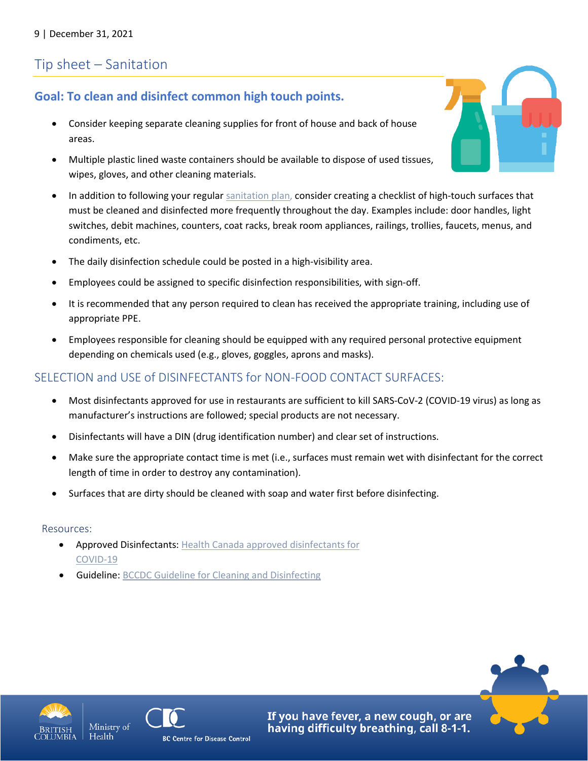## Tip sheet – Sanitation

### Goal: To clean and disinfect common high touch points.

- Consider keeping separate cleaning supplies for front of house and back of house areas.
- Multiple plastic lined waste containers should be available to dispose of used tissues, wipes, gloves, and other cleaning materials.
- In addition to following your regular sanitation plan, consider creating a checklist of high-touch surfaces that must be cleaned and disinfected more frequently throughout the day. Examples include: door handles, light switches, debit machines, counters, coat racks, break room appliances, railings, trollies, faucets, menus, and condiments, etc.
- The daily disinfection schedule could be posted in a high-visibility area.
- Employees could be assigned to specific disinfection responsibilities, with sign-off.
- It is recommended that any person required to clean has received the appropriate training, including use of appropriate PPE.
- Employees responsible for cleaning should be equipped with any required personal protective equipment depending on chemicals used (e.g., gloves, goggles, aprons and masks).

### SELECTION and USE of DISINFECTANTS for NON-FOOD CONTACT SURFACES:

- Most disinfectants approved for use in restaurants are sufficient to kill SARS-CoV-2 (COVID-19 virus) as long as manufacturer's instructions are followed; special products are not necessary.
- Disinfectants will have a DIN (drug identification number) and clear set of instructions.
- Make sure the appropriate contact time is met (i.e., surfaces must remain wet with disinfectant for the correct length of time in order to destroy any contamination).
- Surfaces that are dirty should be cleaned with soap and water first before disinfecting.

Resources:

- Approved Disinfectants: Health Canada approved disinfectants for COVID-19
- Guideline: BCCDC Guideline for Cleaning and Disinfecting

**If you have fever, a new cough, or are having difficulty breathing, call 8-1-1.**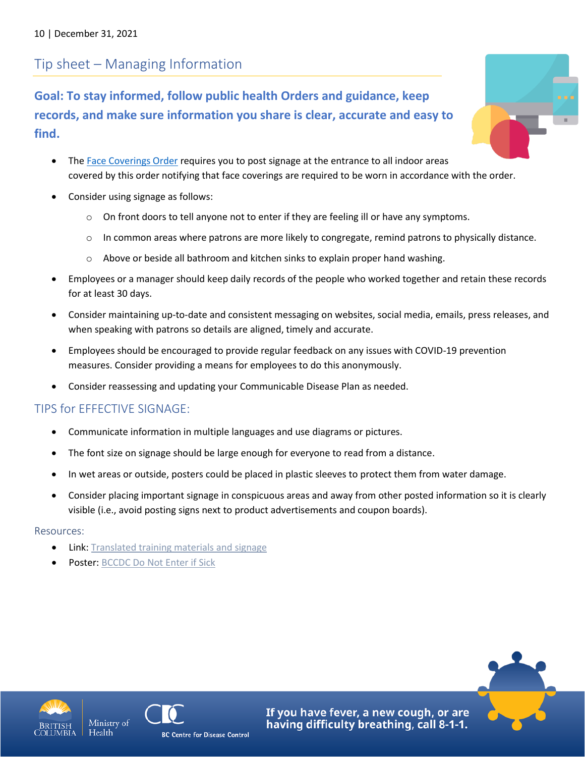## Tip sheet – Managing Information

### Goal: To stay informed, follow public health Orders and guidance, keep records, and make sure information you share is clear, accurate and easy to find.

- The Face Coverings Order requires you to post signage at the entrance to all indoor areas covered by this order notifying that face coverings are required to be worn in accordance with the order.
- Consider using signage as follows:
  - On front doors to tell anyone not to enter if they are feeling ill or have any symptoms.
  - In common areas where patrons are more likely to congregate, remind patrons to physically distance.
  - Above or beside all bathroom and kitchen sinks to explain proper hand washing.
- Employees or a manager should keep daily records of the people who worked together and retain these records for at least 30 days.
- Consider maintaining up-to-date and consistent messaging on websites, social media, emails, press releases, and when speaking with patrons so details are aligned, timely and accurate.
- Employees should be encouraged to provide regular feedback on any issues with COVID-19 prevention measures. Consider providing a means for employees to do this anonymously.
- Consider reassessing and updating your Communicable Disease Plan as needed.

## TIPS for EFFECTIVE SIGNAGE:

- Communicate information in multiple languages and use diagrams or pictures.
- The font size on signage should be large enough for everyone to read from a distance.
- In wet areas or outside, posters could be placed in plastic sleeves to protect them from water damage.
- Consider placing important signage in conspicuous areas and away from other posted information so it is clearly visible (i.e., avoid posting signs next to product advertisements and coupon boards).

### Resources:

- Link: Translated training materials and signage
- Poster: BCCDC Do Not Enter if Sick

If you have fever, a new cough, or are having difficulty breathing, call 8-1-1.